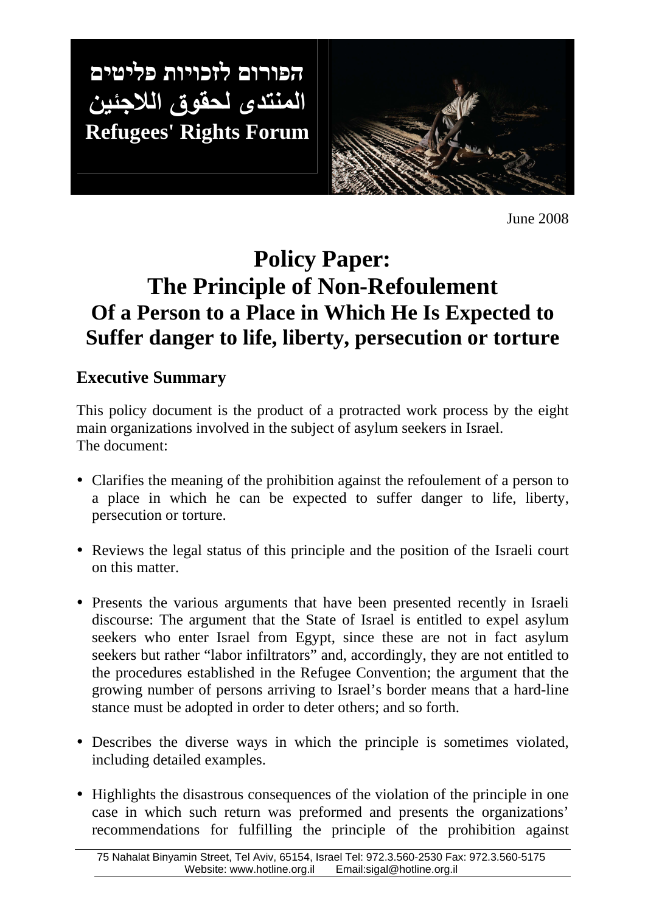הפורום לזכויות פליטים

المنتدى لحقوق اللاجئين

**Refugees' Rights Forum**

June 2008

# Policy Paper: The Principle of Non-Refoulement

## Of a Person to a Place in Which He Is Expected to Suffer danger to life, liberty, persecution or torture

### Executive Summary

This policy document is the product of a protracted work process by the eight main organizations involved in the subject of asylum seekers in Israel.
The document:

- Clarifies the meaning of the prohibition against the refoulement of a person to a place in which he can be expected to suffer danger to life, liberty, persecution or torture.
- Reviews the legal status of this principle and the position of the Israeli court on this matter.
- Presents the various arguments that have been presented recently in Israeli discourse: The argument that the State of Israel is entitled to expel asylum seekers who enter Israel from Egypt, since these are not in fact asylum seekers but rather "labor infiltrators" and, accordingly, they are not entitled to the procedures established in the Refugee Convention; the argument that the growing number of persons arriving to Israel's border means that a hard-line stance must be adopted in order to deter others; and so forth.
- Describes the diverse ways in which the principle is sometimes violated, including detailed examples.
- Highlights the disastrous consequences of the violation of the principle in one case in which such return was preformed and presents the organizations' recommendations for fulfilling the principle of the prohibition against

75 Nahalat Binyamin Street, Tel Aviv, 65154, Israel Tel: 972.3.560-2530 Fax: 972.3.560-5175
Website: www.hotline.org.il Email:sigal@hotline.org.il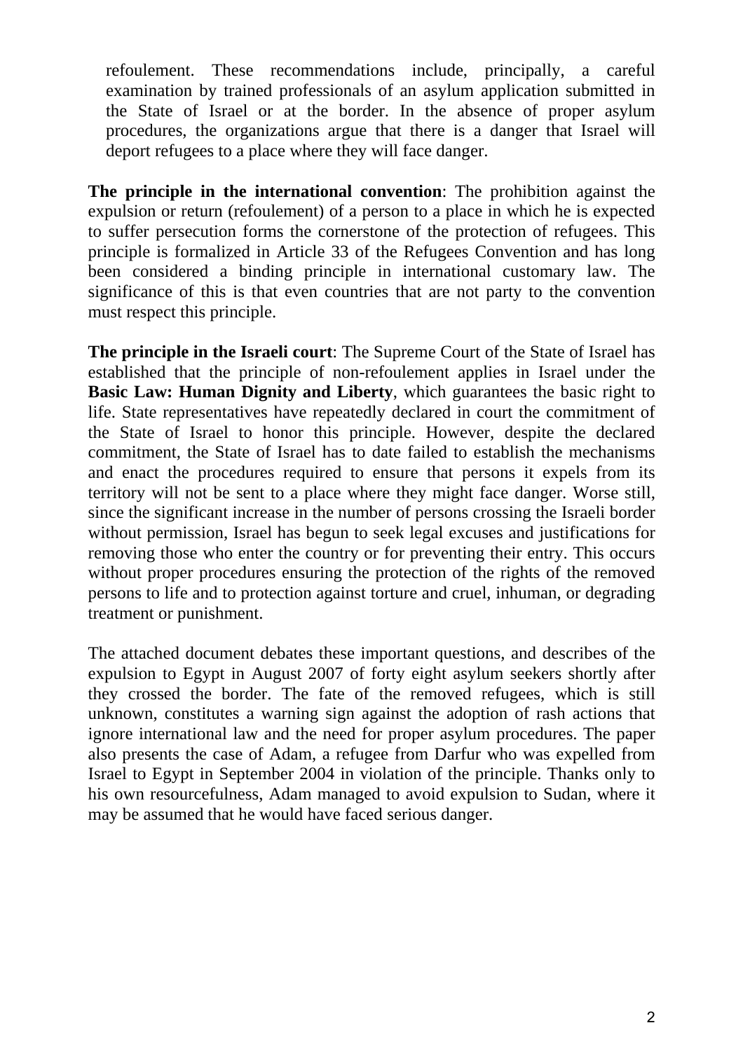refoulement. These recommendations include, principally, a careful examination by trained professionals of an asylum application submitted in the State of Israel or at the border. In the absence of proper asylum procedures, the organizations argue that there is a danger that Israel will deport refugees to a place where they will face danger.

**The principle in the international convention**: The prohibition against the expulsion or return (refoulement) of a person to a place in which he is expected to suffer persecution forms the cornerstone of the protection of refugees. This principle is formalized in Article 33 of the Refugees Convention and has long been considered a binding principle in international customary law. The significance of this is that even countries that are not party to the convention must respect this principle.

**The principle in the Israeli court**: The Supreme Court of the State of Israel has established that the principle of non-refoulement applies in Israel under the **Basic Law: Human Dignity and Liberty**, which guarantees the basic right to life. State representatives have repeatedly declared in court the commitment of the State of Israel to honor this principle. However, despite the declared commitment, the State of Israel has to date failed to establish the mechanisms and enact the procedures required to ensure that persons it expels from its territory will not be sent to a place where they might face danger. Worse still, since the significant increase in the number of persons crossing the Israeli border without permission, Israel has begun to seek legal excuses and justifications for removing those who enter the country or for preventing their entry. This occurs without proper procedures ensuring the protection of the rights of the removed persons to life and to protection against torture and cruel, inhuman, or degrading treatment or punishment.

The attached document debates these important questions, and describes of the expulsion to Egypt in August 2007 of forty eight asylum seekers shortly after they crossed the border. The fate of the removed refugees, which is still unknown, constitutes a warning sign against the adoption of rash actions that ignore international law and the need for proper asylum procedures. The paper also presents the case of Adam, a refugee from Darfur who was expelled from Israel to Egypt in September 2004 in violation of the principle. Thanks only to his own resourcefulness, Adam managed to avoid expulsion to Sudan, where it may be assumed that he would have faced serious danger.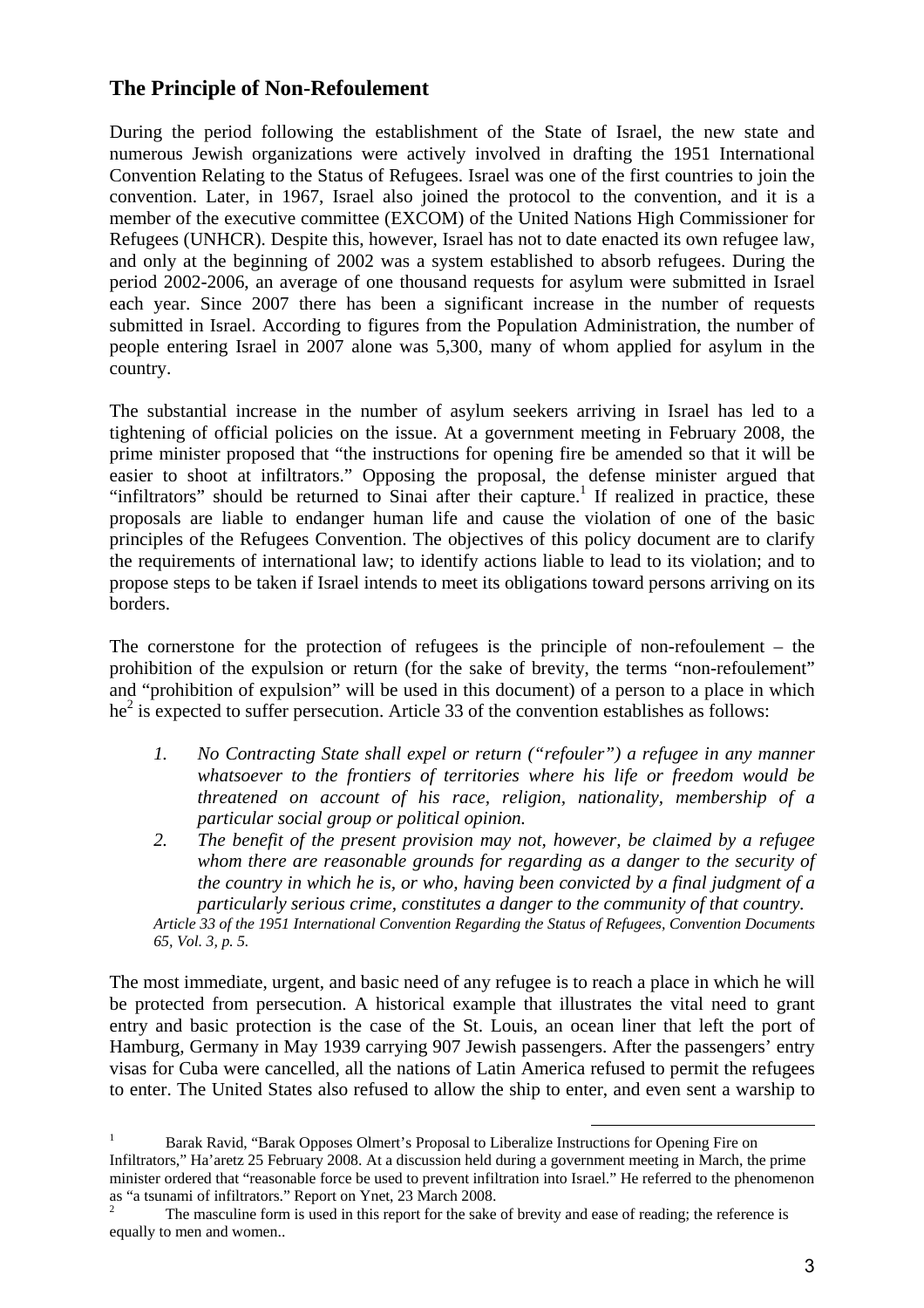## The Principle of Non-Refoulement

During the period following the establishment of the State of Israel, the new state and numerous Jewish organizations were actively involved in drafting the 1951 International Convention Relating to the Status of Refugees. Israel was one of the first countries to join the convention. Later, in 1967, Israel also joined the protocol to the convention, and it is a member of the executive committee (EXCOM) of the United Nations High Commissioner for Refugees (UNHCR). Despite this, however, Israel has not to date enacted its own refugee law, and only at the beginning of 2002 was a system established to absorb refugees. During the period 2002-2006, an average of one thousand requests for asylum were submitted in Israel each year. Since 2007 there has been a significant increase in the number of requests submitted in Israel. According to figures from the Population Administration, the number of people entering Israel in 2007 alone was 5,300, many of whom applied for asylum in the country.

The substantial increase in the number of asylum seekers arriving in Israel has led to a tightening of official policies on the issue. At a government meeting in February 2008, the prime minister proposed that "the instructions for opening fire be amended so that it will be easier to shoot at infiltrators." Opposing the proposal, the defense minister argued that "infiltrators" should be returned to Sinai after their capture.[1] If realized in practice, these proposals are liable to endanger human life and cause the violation of one of the basic principles of the Refugees Convention. The objectives of this policy document are to clarify the requirements of international law; to identify actions liable to lead to its violation; and to propose steps to be taken if Israel intends to meet its obligations toward persons arriving on its borders.

The cornerstone for the protection of refugees is the principle of non-refoulement – the prohibition of the expulsion or return (for the sake of brevity, the terms "non-refoulement" and "prohibition of expulsion" will be used in this document) of a person to a place in which he[2] is expected to suffer persecution. Article 33 of the convention establishes as follows:

1. *No Contracting State shall expel or return ("refouler") a refugee in any manner whatsoever to the frontiers of territories where his life or freedom would be threatened on account of his race, religion, nationality, membership of a particular social group or political opinion.*
2. *The benefit of the present provision may not, however, be claimed by a refugee whom there are reasonable grounds for regarding as a danger to the security of the country in which he is, or who, having been convicted by a final judgment of a particularly serious crime, constitutes a danger to the community of that country.*

*Article 33 of the 1951 International Convention Regarding the Status of Refugees, Convention Documents 65, Vol. 3, p. 5.*

The most immediate, urgent, and basic need of any refugee is to reach a place in which he will be protected from persecution. A historical example that illustrates the vital need to grant entry and basic protection is the case of the St. Louis, an ocean liner that left the port of Hamburg, Germany in May 1939 carrying 907 Jewish passengers. After the passengers' entry visas for Cuba were cancelled, all the nations of Latin America refused to permit the refugees to enter. The United States also refused to allow the ship to enter, and even sent a warship to

---

[1] Barak Ravid, "Barak Opposes Olmert's Proposal to Liberalize Instructions for Opening Fire on Infiltrators," Ha'aretz 25 February 2008. At a discussion held during a government meeting in March, the prime minister ordered that "reasonable force be used to prevent infiltration into Israel." He referred to the phenomenon as "a tsunami of infiltrators." Report on Ynet, 23 March 2008.

[2] The masculine form is used in this report for the sake of brevity and ease of reading; the reference is equally to men and women..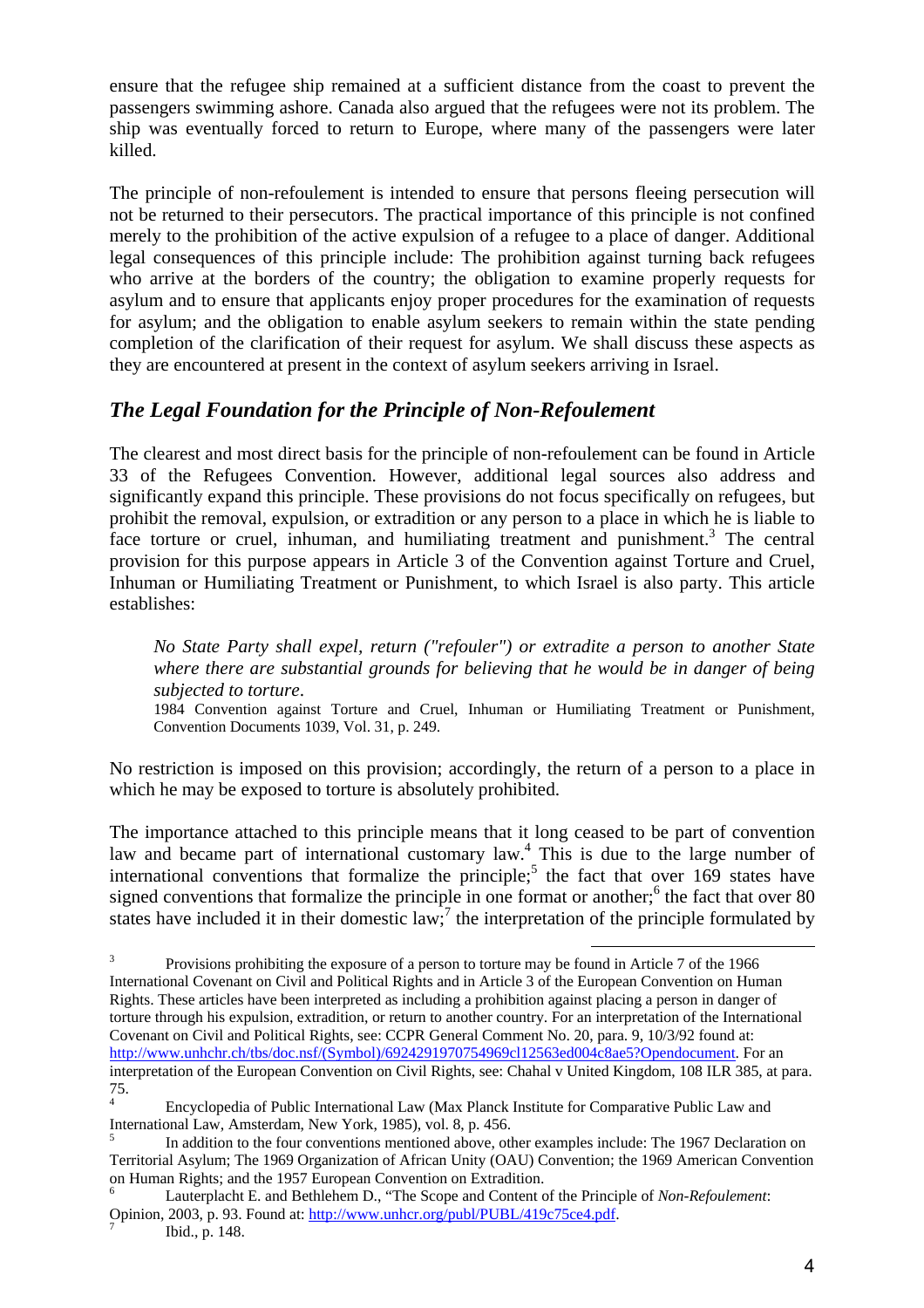ensure that the refugee ship remained at a sufficient distance from the coast to prevent the passengers swimming ashore. Canada also argued that the refugees were not its problem. The ship was eventually forced to return to Europe, where many of the passengers were later killed.

The principle of non-refoulement is intended to ensure that persons fleeing persecution will not be returned to their persecutors. The practical importance of this principle is not confined merely to the prohibition of the active expulsion of a refugee to a place of danger. Additional legal consequences of this principle include: The prohibition against turning back refugees who arrive at the borders of the country; the obligation to examine properly requests for asylum and to ensure that applicants enjoy proper procedures for the examination of requests for asylum; and the obligation to enable asylum seekers to remain within the state pending completion of the clarification of their request for asylum. We shall discuss these aspects as they are encountered at present in the context of asylum seekers arriving in Israel.

## *The Legal Foundation for the Principle of Non-Refoulement*

The clearest and most direct basis for the principle of non-refoulement can be found in Article 33 of the Refugees Convention. However, additional legal sources also address and significantly expand this principle. These provisions do not focus specifically on refugees, but prohibit the removal, expulsion, or extradition or any person to a place in which he is liable to face torture or cruel, inhuman, and humiliating treatment and punishment.[3] The central provision for this purpose appears in Article 3 of the Convention against Torture and Cruel, Inhuman or Humiliating Treatment or Punishment, to which Israel is also party. This article establishes:

> *No State Party shall expel, return ("refouler") or extradite a person to another State where there are substantial grounds for believing that he would be in danger of being subjected to torture*.
>
> 1984 Convention against Torture and Cruel, Inhuman or Humiliating Treatment or Punishment, Convention Documents 1039, Vol. 31, p. 249.

No restriction is imposed on this provision; accordingly, the return of a person to a place in which he may be exposed to torture is absolutely prohibited.

The importance attached to this principle means that it long ceased to be part of convention law and became part of international customary law.[4] This is due to the large number of international conventions that formalize the principle;[5] the fact that over 169 states have signed conventions that formalize the principle in one format or another;[6] the fact that over 80 states have included it in their domestic law;[7] the interpretation of the principle formulated by

---

[3] Provisions prohibiting the exposure of a person to torture may be found in Article 7 of the 1966 International Covenant on Civil and Political Rights and in Article 3 of the European Convention on Human Rights. These articles have been interpreted as including a prohibition against placing a person in danger of torture through his expulsion, extradition, or return to another country. For an interpretation of the International Covenant on Civil and Political Rights, see: CCPR General Comment No. 20, para. 9, 10/3/92 found at: http://www.unhchr.ch/tbs/doc.nsf/(Symbol)/6924291970754969cl12563ed004c8ae5?Opendocument. For an interpretation of the European Convention on Civil Rights, see: Chahal v United Kingdom, 108 ILR 385, at para. 75.

[4] Encyclopedia of Public International Law (Max Planck Institute for Comparative Public Law and International Law, Amsterdam, New York, 1985), vol. 8, p. 456.

[5] In addition to the four conventions mentioned above, other examples include: The 1967 Declaration on Territorial Asylum; The 1969 Organization of African Unity (OAU) Convention; the 1969 American Convention on Human Rights; and the 1957 European Convention on Extradition.

[6] Lauterplacht E. and Bethlehem D., "The Scope and Content of the Principle of *Non-Refoulement*: Opinion, 2003, p. 93. Found at: http://www.unhcr.org/publ/PUBL/419c75ce4.pdf.

[7] Ibid., p. 148.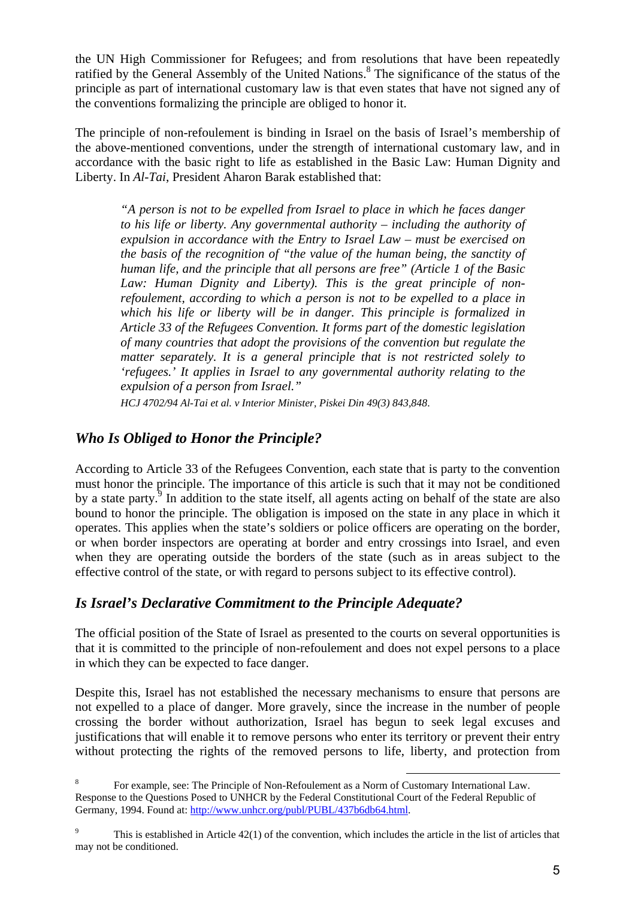the UN High Commissioner for Refugees; and from resolutions that have been repeatedly ratified by the General Assembly of the United Nations.[8] The significance of the status of the principle as part of international customary law is that even states that have not signed any of the conventions formalizing the principle are obliged to honor it.

The principle of non-refoulement is binding in Israel on the basis of Israel's membership of the above-mentioned conventions, under the strength of international customary law, and in accordance with the basic right to life as established in the Basic Law: Human Dignity and Liberty. In *Al-Tai*, President Aharon Barak established that:

> *"A person is not to be expelled from Israel to place in which he faces danger to his life or liberty. Any governmental authority – including the authority of expulsion in accordance with the Entry to Israel Law – must be exercised on the basis of the recognition of "the value of the human being, the sanctity of human life, and the principle that all persons are free" (Article 1 of the Basic Law: Human Dignity and Liberty). This is the great principle of non-refoulement, according to which a person is not to be expelled to a place in which his life or liberty will be in danger. This principle is formalized in Article 33 of the Refugees Convention. It forms part of the domestic legislation of many countries that adopt the provisions of the convention but regulate the matter separately. It is a general principle that is not restricted solely to 'refugees.' It applies in Israel to any governmental authority relating to the expulsion of a person from Israel."*
>
> *HCJ 4702/94 Al-Tai et al. v Interior Minister, Piskei Din 49(3) 843,848.*

## *Who Is Obliged to Honor the Principle?*

According to Article 33 of the Refugees Convention, each state that is party to the convention must honor the principle. The importance of this article is such that it may not be conditioned by a state party.[9] In addition to the state itself, all agents acting on behalf of the state are also bound to honor the principle. The obligation is imposed on the state in any place in which it operates. This applies when the state's soldiers or police officers are operating on the border, or when border inspectors are operating at border and entry crossings into Israel, and even when they are operating outside the borders of the state (such as in areas subject to the effective control of the state, or with regard to persons subject to its effective control).

## *Is Israel's Declarative Commitment to the Principle Adequate?*

The official position of the State of Israel as presented to the courts on several opportunities is that it is committed to the principle of non-refoulement and does not expel persons to a place in which they can be expected to face danger.

Despite this, Israel has not established the necessary mechanisms to ensure that persons are not expelled to a place of danger. More gravely, since the increase in the number of people crossing the border without authorization, Israel has begun to seek legal excuses and justifications that will enable it to remove persons who enter its territory or prevent their entry without protecting the rights of the removed persons to life, liberty, and protection from

---

[8] For example, see: The Principle of Non-Refoulement as a Norm of Customary International Law. Response to the Questions Posed to UNHCR by the Federal Constitutional Court of the Federal Republic of Germany, 1994. Found at: http://www.unhcr.org/publ/PUBL/437b6db64.html.

[9] This is established in Article 42(1) of the convention, which includes the article in the list of articles that may not be conditioned.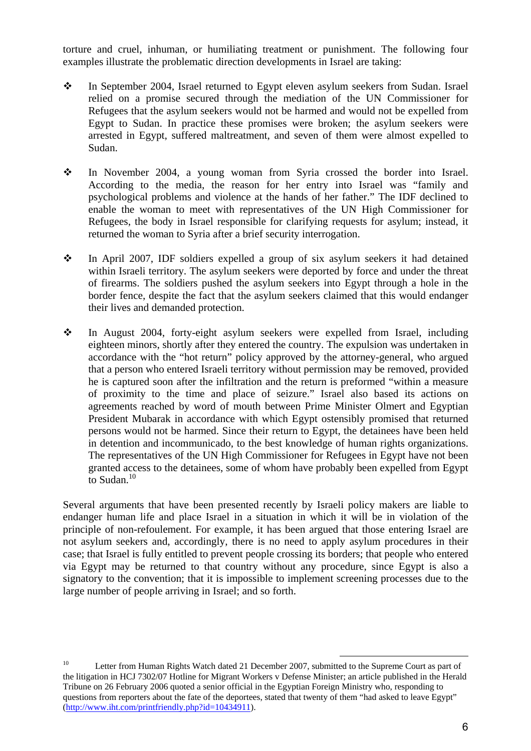torture and cruel, inhuman, or humiliating treatment or punishment. The following four examples illustrate the problematic direction developments in Israel are taking:

- In September 2004, Israel returned to Egypt eleven asylum seekers from Sudan. Israel relied on a promise secured through the mediation of the UN Commissioner for Refugees that the asylum seekers would not be harmed and would not be expelled from Egypt to Sudan. In practice these promises were broken; the asylum seekers were arrested in Egypt, suffered maltreatment, and seven of them were almost expelled to Sudan.

- In November 2004, a young woman from Syria crossed the border into Israel. According to the media, the reason for her entry into Israel was "family and psychological problems and violence at the hands of her father." The IDF declined to enable the woman to meet with representatives of the UN High Commissioner for Refugees, the body in Israel responsible for clarifying requests for asylum; instead, it returned the woman to Syria after a brief security interrogation.

- In April 2007, IDF soldiers expelled a group of six asylum seekers it had detained within Israeli territory. The asylum seekers were deported by force and under the threat of firearms. The soldiers pushed the asylum seekers into Egypt through a hole in the border fence, despite the fact that the asylum seekers claimed that this would endanger their lives and demanded protection.

- In August 2004, forty-eight asylum seekers were expelled from Israel, including eighteen minors, shortly after they entered the country. The expulsion was undertaken in accordance with the "hot return" policy approved by the attorney-general, who argued that a person who entered Israeli territory without permission may be removed, provided he is captured soon after the infiltration and the return is preformed "within a measure of proximity to the time and place of seizure." Israel also based its actions on agreements reached by word of mouth between Prime Minister Olmert and Egyptian President Mubarak in accordance with which Egypt ostensibly promised that returned persons would not be harmed. Since their return to Egypt, the detainees have been held in detention and incommunicado, to the best knowledge of human rights organizations. The representatives of the UN High Commissioner for Refugees in Egypt have not been granted access to the detainees, some of whom have probably been expelled from Egypt to Sudan.[10]

Several arguments that have been presented recently by Israeli policy makers are liable to endanger human life and place Israel in a situation in which it will be in violation of the principle of non-refoulement. For example, it has been argued that those entering Israel are not asylum seekers and, accordingly, there is no need to apply asylum procedures in their case; that Israel is fully entitled to prevent people crossing its borders; that people who entered via Egypt may be returned to that country without any procedure, since Egypt is also a signatory to the convention; that it is impossible to implement screening processes due to the large number of people arriving in Israel; and so forth.

---

[10] Letter from Human Rights Watch dated 21 December 2007, submitted to the Supreme Court as part of the litigation in HCJ 7302/07 Hotline for Migrant Workers v Defense Minister; an article published in the Herald Tribune on 26 February 2006 quoted a senior official in the Egyptian Foreign Ministry who, responding to questions from reporters about the fate of the deportees, stated that twenty of them "had asked to leave Egypt" (http://www.iht.com/printfriendly.php?id=10434911).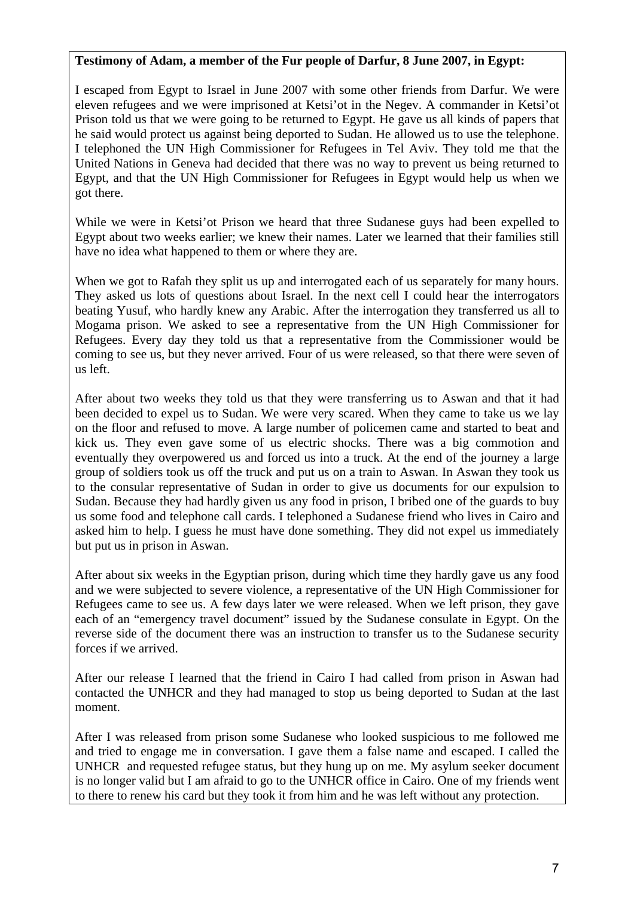**Testimony of Adam, a member of the Fur people of Darfur, 8 June 2007, in Egypt:**

I escaped from Egypt to Israel in June 2007 with some other friends from Darfur. We were eleven refugees and we were imprisoned at Ketsi'ot in the Negev. A commander in Ketsi'ot Prison told us that we were going to be returned to Egypt. He gave us all kinds of papers that he said would protect us against being deported to Sudan. He allowed us to use the telephone. I telephoned the UN High Commissioner for Refugees in Tel Aviv. They told me that the United Nations in Geneva had decided that there was no way to prevent us being returned to Egypt, and that the UN High Commissioner for Refugees in Egypt would help us when we got there.

While we were in Ketsi'ot Prison we heard that three Sudanese guys had been expelled to Egypt about two weeks earlier; we knew their names. Later we learned that their families still have no idea what happened to them or where they are.

When we got to Rafah they split us up and interrogated each of us separately for many hours. They asked us lots of questions about Israel. In the next cell I could hear the interrogators beating Yusuf, who hardly knew any Arabic. After the interrogation they transferred us all to Mogama prison. We asked to see a representative from the UN High Commissioner for Refugees. Every day they told us that a representative from the Commissioner would be coming to see us, but they never arrived. Four of us were released, so that there were seven of us left.

After about two weeks they told us that they were transferring us to Aswan and that it had been decided to expel us to Sudan. We were very scared. When they came to take us we lay on the floor and refused to move. A large number of policemen came and started to beat and kick us. They even gave some of us electric shocks. There was a big commotion and eventually they overpowered us and forced us into a truck. At the end of the journey a large group of soldiers took us off the truck and put us on a train to Aswan. In Aswan they took us to the consular representative of Sudan in order to give us documents for our expulsion to Sudan. Because they had hardly given us any food in prison, I bribed one of the guards to buy us some food and telephone call cards. I telephoned a Sudanese friend who lives in Cairo and asked him to help. I guess he must have done something. They did not expel us immediately but put us in prison in Aswan.

After about six weeks in the Egyptian prison, during which time they hardly gave us any food and we were subjected to severe violence, a representative of the UN High Commissioner for Refugees came to see us. A few days later we were released. When we left prison, they gave each of an "emergency travel document" issued by the Sudanese consulate in Egypt. On the reverse side of the document there was an instruction to transfer us to the Sudanese security forces if we arrived.

After our release I learned that the friend in Cairo I had called from prison in Aswan had contacted the UNHCR and they had managed to stop us being deported to Sudan at the last moment.

After I was released from prison some Sudanese who looked suspicious to me followed me and tried to engage me in conversation. I gave them a false name and escaped. I called the UNHCR and requested refugee status, but they hung up on me. My asylum seeker document is no longer valid but I am afraid to go to the UNHCR office in Cairo. One of my friends went to there to renew his card but they took it from him and he was left without any protection.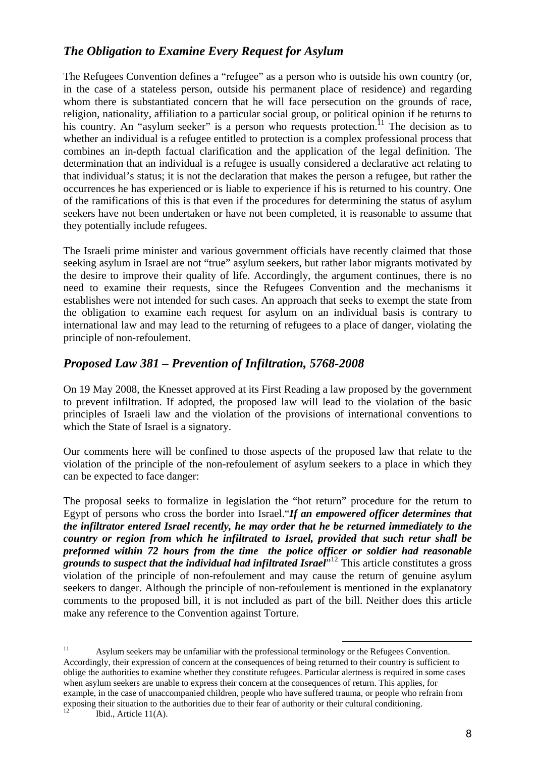## *The Obligation to Examine Every Request for Asylum*

The Refugees Convention defines a "refugee" as a person who is outside his own country (or, in the case of a stateless person, outside his permanent place of residence) and regarding whom there is substantiated concern that he will face persecution on the grounds of race, religion, nationality, affiliation to a particular social group, or political opinion if he returns to his country. An "asylum seeker" is a person who requests protection.[11] The decision as to whether an individual is a refugee entitled to protection is a complex professional process that combines an in-depth factual clarification and the application of the legal definition. The determination that an individual is a refugee is usually considered a declarative act relating to that individual's status; it is not the declaration that makes the person a refugee, but rather the occurrences he has experienced or is liable to experience if his is returned to his country. One of the ramifications of this is that even if the procedures for determining the status of asylum seekers have not been undertaken or have not been completed, it is reasonable to assume that they potentially include refugees.

The Israeli prime minister and various government officials have recently claimed that those seeking asylum in Israel are not "true" asylum seekers, but rather labor migrants motivated by the desire to improve their quality of life. Accordingly, the argument continues, there is no need to examine their requests, since the Refugees Convention and the mechanisms it establishes were not intended for such cases. An approach that seeks to exempt the state from the obligation to examine each request for asylum on an individual basis is contrary to international law and may lead to the returning of refugees to a place of danger, violating the principle of non-refoulement.

## *Proposed Law 381 – Prevention of Infiltration, 5768-2008*

On 19 May 2008, the Knesset approved at its First Reading a law proposed by the government to prevent infiltration. If adopted, the proposed law will lead to the violation of the basic principles of Israeli law and the violation of the provisions of international conventions to which the State of Israel is a signatory.

Our comments here will be confined to those aspects of the proposed law that relate to the violation of the principle of the non-refoulement of asylum seekers to a place in which they can be expected to face danger:

The proposal seeks to formalize in legislation the "hot return" procedure for the return to Egypt of persons who cross the border into Israel."***If an empowered officer determines that the infiltrator entered Israel recently, he may order that he be returned immediately to the country or region from which he infiltrated to Israel, provided that such retur shall be preformed within 72 hours from the time the police officer or soldier had reasonable grounds to suspect that the individual had infiltrated Israel***"[12] This article constitutes a gross violation of the principle of non-refoulement and may cause the return of genuine asylum seekers to danger. Although the principle of non-refoulement is mentioned in the explanatory comments to the proposed bill, it is not included as part of the bill. Neither does this article make any reference to the Convention against Torture.

---

[11] Asylum seekers may be unfamiliar with the professional terminology or the Refugees Convention. Accordingly, their expression of concern at the consequences of being returned to their country is sufficient to oblige the authorities to examine whether they constitute refugees. Particular alertness is required in some cases when asylum seekers are unable to express their concern at the consequences of return. This applies, for example, in the case of unaccompanied children, people who have suffered trauma, or people who refrain from exposing their situation to the authorities due to their fear of authority or their cultural conditioning.

[12] Ibid., Article 11(A).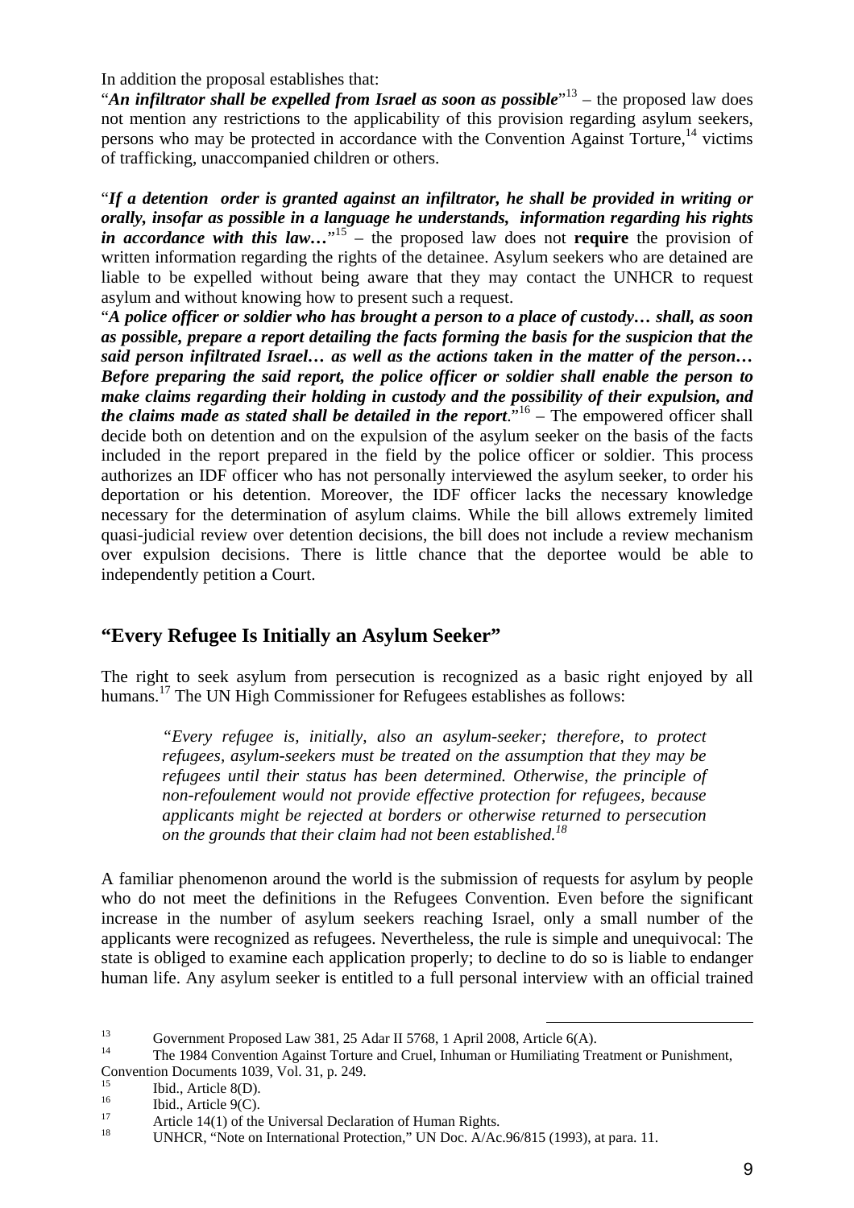In addition the proposal establishes that:

"***An infiltrator shall be expelled from Israel as soon as possible***"[13] – the proposed law does not mention any restrictions to the applicability of this provision regarding asylum seekers, persons who may be protected in accordance with the Convention Against Torture,[14] victims of trafficking, unaccompanied children or others.

"***If a detention order is granted against an infiltrator, he shall be provided in writing or orally, insofar as possible in a language he understands, information regarding his rights in accordance with this law…***"[15] – the proposed law does not **require** the provision of written information regarding the rights of the detainee. Asylum seekers who are detained are liable to be expelled without being aware that they may contact the UNHCR to request asylum and without knowing how to present such a request.

"***A police officer or soldier who has brought a person to a place of custody… shall, as soon as possible, prepare a report detailing the facts forming the basis for the suspicion that the said person infiltrated Israel… as well as the actions taken in the matter of the person… Before preparing the said report, the police officer or soldier shall enable the person to make claims regarding their holding in custody and the possibility of their expulsion, and the claims made as stated shall be detailed in the report.***"[16] – The empowered officer shall decide both on detention and on the expulsion of the asylum seeker on the basis of the facts included in the report prepared in the field by the police officer or soldier. This process authorizes an IDF officer who has not personally interviewed the asylum seeker, to order his deportation or his detention. Moreover, the IDF officer lacks the necessary knowledge necessary for the determination of asylum claims. While the bill allows extremely limited quasi-judicial review over detention decisions, the bill does not include a review mechanism over expulsion decisions. There is little chance that the deportee would be able to independently petition a Court.

## "Every Refugee Is Initially an Asylum Seeker"

The right to seek asylum from persecution is recognized as a basic right enjoyed by all humans.[17] The UN High Commissioner for Refugees establishes as follows:

> *"Every refugee is, initially, also an asylum-seeker; therefore, to protect refugees, asylum-seekers must be treated on the assumption that they may be refugees until their status has been determined. Otherwise, the principle of non-refoulement would not provide effective protection for refugees, because applicants might be rejected at borders or otherwise returned to persecution on the grounds that their claim had not been established.*[18]

A familiar phenomenon around the world is the submission of requests for asylum by people who do not meet the definitions in the Refugees Convention. Even before the significant increase in the number of asylum seekers reaching Israel, only a small number of the applicants were recognized as refugees. Nevertheless, the rule is simple and unequivocal: The state is obliged to examine each application properly; to decline to do so is liable to endanger human life. Any asylum seeker is entitled to a full personal interview with an official trained

---

[13] Government Proposed Law 381, 25 Adar II 5768, 1 April 2008, Article 6(A).

[14] The 1984 Convention Against Torture and Cruel, Inhuman or Humiliating Treatment or Punishment, Convention Documents 1039, Vol. 31, p. 249.

[15] Ibid., Article 8(D).

[16] Ibid., Article 9(C).

[17] Article 14(1) of the Universal Declaration of Human Rights.

[18] UNHCR, "Note on International Protection," UN Doc. A/Ac.96/815 (1993), at para. 11.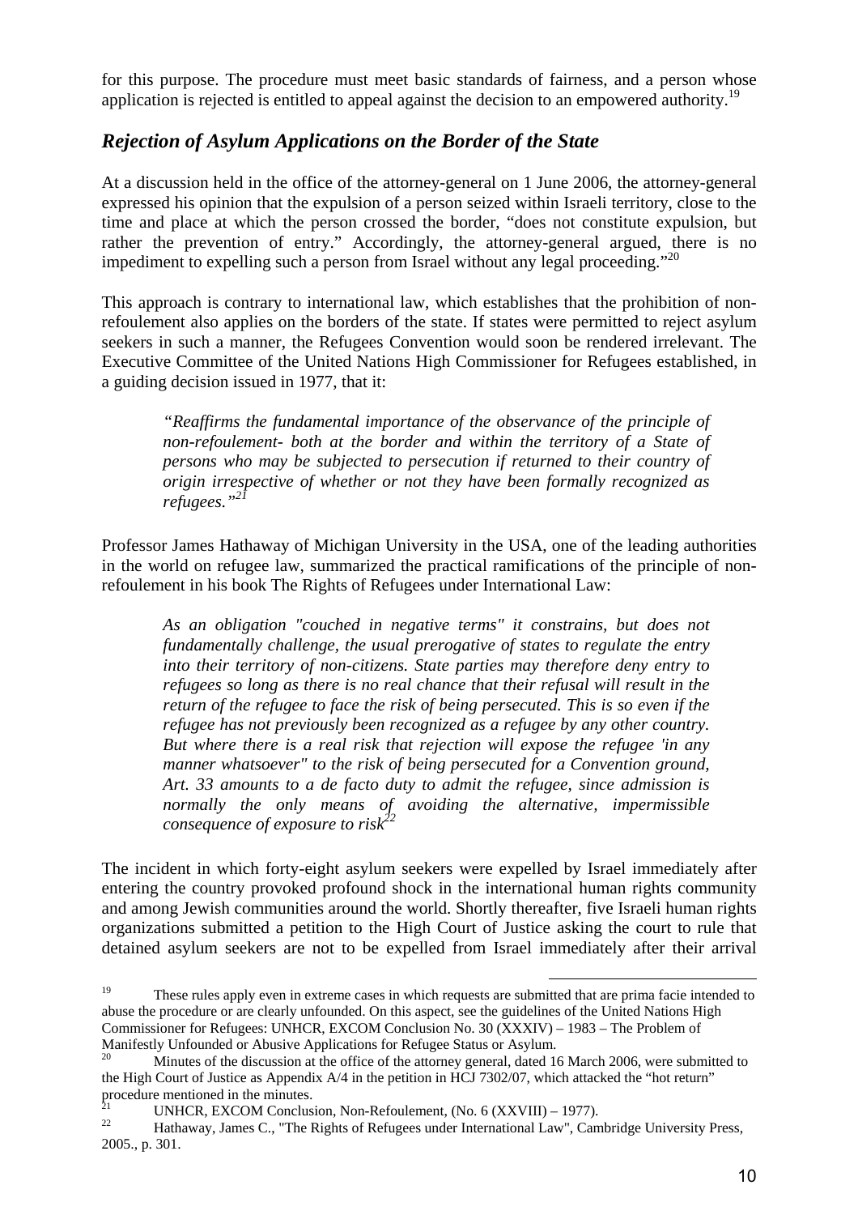for this purpose. The procedure must meet basic standards of fairness, and a person whose application is rejected is entitled to appeal against the decision to an empowered authority.[19]

## *Rejection of Asylum Applications on the Border of the State*

At a discussion held in the office of the attorney-general on 1 June 2006, the attorney-general expressed his opinion that the expulsion of a person seized within Israeli territory, close to the time and place at which the person crossed the border, "does not constitute expulsion, but rather the prevention of entry." Accordingly, the attorney-general argued, there is no impediment to expelling such a person from Israel without any legal proceeding."[20]

This approach is contrary to international law, which establishes that the prohibition of non-refoulement also applies on the borders of the state. If states were permitted to reject asylum seekers in such a manner, the Refugees Convention would soon be rendered irrelevant. The Executive Committee of the United Nations High Commissioner for Refugees established, in a guiding decision issued in 1977, that it:

> *"Reaffirms the fundamental importance of the observance of the principle of non-refoulement- both at the border and within the territory of a State of persons who may be subjected to persecution if returned to their country of origin irrespective of whether or not they have been formally recognized as refugees."*[21]

Professor James Hathaway of Michigan University in the USA, one of the leading authorities in the world on refugee law, summarized the practical ramifications of the principle of non-refoulement in his book The Rights of Refugees under International Law:

> *As an obligation "couched in negative terms" it constrains, but does not fundamentally challenge, the usual prerogative of states to regulate the entry into their territory of non-citizens. State parties may therefore deny entry to refugees so long as there is no real chance that their refusal will result in the return of the refugee to face the risk of being persecuted. This is so even if the refugee has not previously been recognized as a refugee by any other country. But where there is a real risk that rejection will expose the refugee 'in any manner whatsoever" to the risk of being persecuted for a Convention ground, Art. 33 amounts to a de facto duty to admit the refugee, since admission is normally the only means of avoiding the alternative, impermissible consequence of exposure to risk*[22]

The incident in which forty-eight asylum seekers were expelled by Israel immediately after entering the country provoked profound shock in the international human rights community and among Jewish communities around the world. Shortly thereafter, five Israeli human rights organizations submitted a petition to the High Court of Justice asking the court to rule that detained asylum seekers are not to be expelled from Israel immediately after their arrival

---

[19] These rules apply even in extreme cases in which requests are submitted that are prima facie intended to abuse the procedure or are clearly unfounded. On this aspect, see the guidelines of the United Nations High Commissioner for Refugees: UNHCR, EXCOM Conclusion No. 30 (XXXIV) – 1983 – The Problem of Manifestly Unfounded or Abusive Applications for Refugee Status or Asylum.

[20] Minutes of the discussion at the office of the attorney general, dated 16 March 2006, were submitted to the High Court of Justice as Appendix A/4 in the petition in HCJ 7302/07, which attacked the "hot return" procedure mentioned in the minutes.

[21] UNHCR, EXCOM Conclusion, Non-Refoulement, (No. 6 (XXVIII) – 1977).

[22] Hathaway, James C., "The Rights of Refugees under International Law", Cambridge University Press, 2005., p. 301.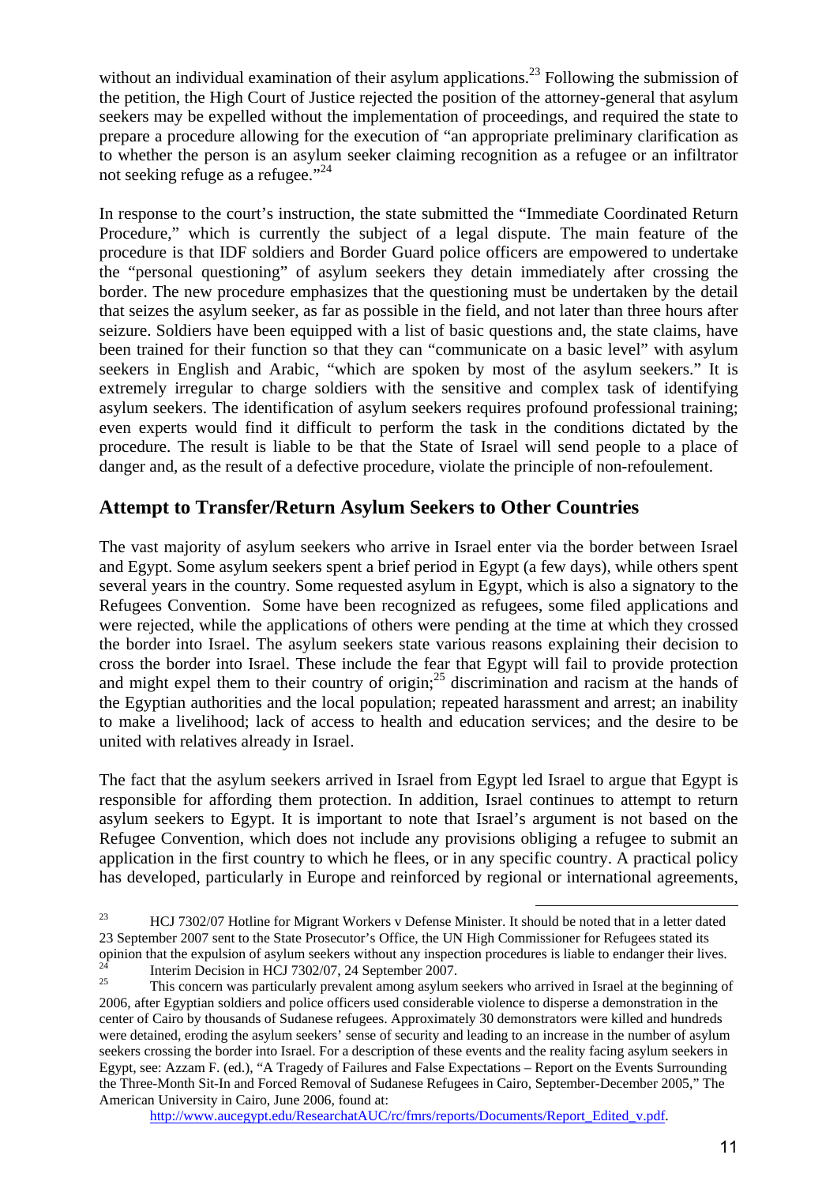without an individual examination of their asylum applications.[23] Following the submission of the petition, the High Court of Justice rejected the position of the attorney-general that asylum seekers may be expelled without the implementation of proceedings, and required the state to prepare a procedure allowing for the execution of "an appropriate preliminary clarification as to whether the person is an asylum seeker claiming recognition as a refugee or an infiltrator not seeking refuge as a refugee."[24]

In response to the court's instruction, the state submitted the "Immediate Coordinated Return Procedure," which is currently the subject of a legal dispute. The main feature of the procedure is that IDF soldiers and Border Guard police officers are empowered to undertake the "personal questioning" of asylum seekers they detain immediately after crossing the border. The new procedure emphasizes that the questioning must be undertaken by the detail that seizes the asylum seeker, as far as possible in the field, and not later than three hours after seizure. Soldiers have been equipped with a list of basic questions and, the state claims, have been trained for their function so that they can "communicate on a basic level" with asylum seekers in English and Arabic, "which are spoken by most of the asylum seekers." It is extremely irregular to charge soldiers with the sensitive and complex task of identifying asylum seekers. The identification of asylum seekers requires profound professional training; even experts would find it difficult to perform the task in the conditions dictated by the procedure. The result is liable to be that the State of Israel will send people to a place of danger and, as the result of a defective procedure, violate the principle of non-refoulement.

## Attempt to Transfer/Return Asylum Seekers to Other Countries

The vast majority of asylum seekers who arrive in Israel enter via the border between Israel and Egypt. Some asylum seekers spent a brief period in Egypt (a few days), while others spent several years in the country. Some requested asylum in Egypt, which is also a signatory to the Refugees Convention. Some have been recognized as refugees, some filed applications and were rejected, while the applications of others were pending at the time at which they crossed the border into Israel. The asylum seekers state various reasons explaining their decision to cross the border into Israel. These include the fear that Egypt will fail to provide protection and might expel them to their country of origin;[25] discrimination and racism at the hands of the Egyptian authorities and the local population; repeated harassment and arrest; an inability to make a livelihood; lack of access to health and education services; and the desire to be united with relatives already in Israel.

The fact that the asylum seekers arrived in Israel from Egypt led Israel to argue that Egypt is responsible for affording them protection. In addition, Israel continues to attempt to return asylum seekers to Egypt. It is important to note that Israel's argument is not based on the Refugee Convention, which does not include any provisions obliging a refugee to submit an application in the first country to which he flees, or in any specific country. A practical policy has developed, particularly in Europe and reinforced by regional or international agreements,

---

[23] HCJ 7302/07 Hotline for Migrant Workers v Defense Minister. It should be noted that in a letter dated 23 September 2007 sent to the State Prosecutor's Office, the UN High Commissioner for Refugees stated its opinion that the expulsion of asylum seekers without any inspection procedures is liable to endanger their lives.

[24] Interim Decision in HCJ 7302/07, 24 September 2007.

[25] This concern was particularly prevalent among asylum seekers who arrived in Israel at the beginning of 2006, after Egyptian soldiers and police officers used considerable violence to disperse a demonstration in the center of Cairo by thousands of Sudanese refugees. Approximately 30 demonstrators were killed and hundreds were detained, eroding the asylum seekers' sense of security and leading to an increase in the number of asylum seekers crossing the border into Israel. For a description of these events and the reality facing asylum seekers in Egypt, see: Azzam F. (ed.), "A Tragedy of Failures and False Expectations – Report on the Events Surrounding the Three-Month Sit-In and Forced Removal of Sudanese Refugees in Cairo, September-December 2005," The American University in Cairo, June 2006, found at: http://www.aucegypt.edu/ResearchatAUC/rc/fmrs/reports/Documents/Report_Edited_v.pdf.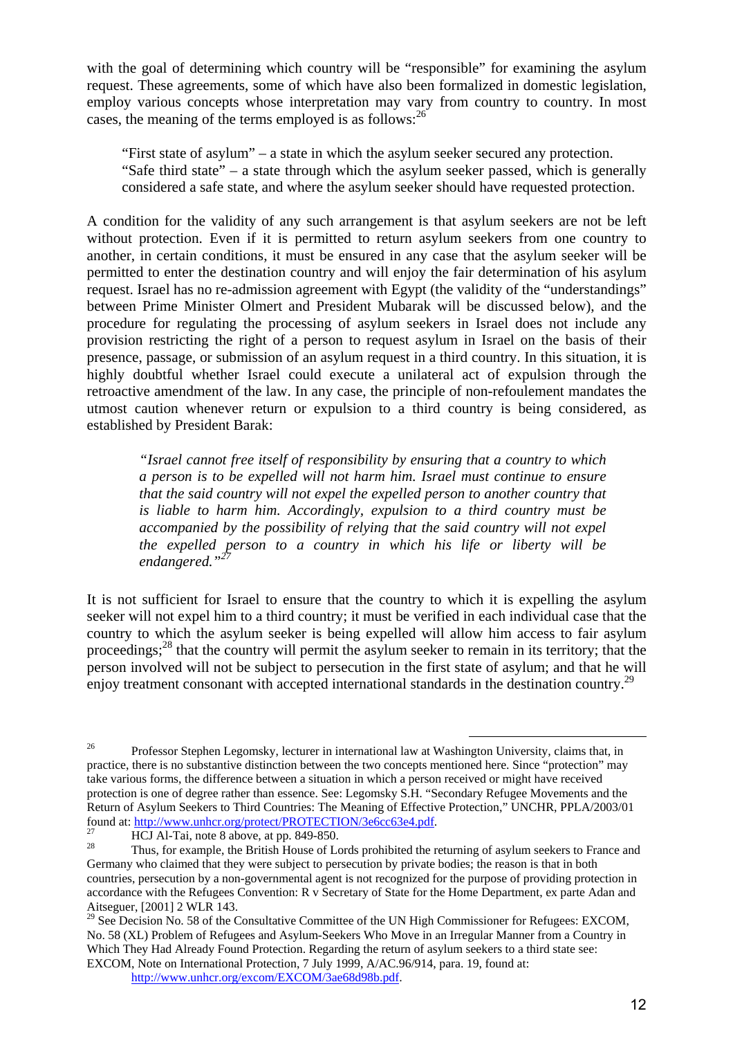with the goal of determining which country will be "responsible" for examining the asylum request. These agreements, some of which have also been formalized in domestic legislation, employ various concepts whose interpretation may vary from country to country. In most cases, the meaning of the terms employed is as follows:[26]

> "First state of asylum" – a state in which the asylum seeker secured any protection.
> "Safe third state" – a state through which the asylum seeker passed, which is generally considered a safe state, and where the asylum seeker should have requested protection.

A condition for the validity of any such arrangement is that asylum seekers are not be left without protection. Even if it is permitted to return asylum seekers from one country to another, in certain conditions, it must be ensured in any case that the asylum seeker will be permitted to enter the destination country and will enjoy the fair determination of his asylum request. Israel has no re-admission agreement with Egypt (the validity of the "understandings" between Prime Minister Olmert and President Mubarak will be discussed below), and the procedure for regulating the processing of asylum seekers in Israel does not include any provision restricting the right of a person to request asylum in Israel on the basis of their presence, passage, or submission of an asylum request in a third country. In this situation, it is highly doubtful whether Israel could execute a unilateral act of expulsion through the retroactive amendment of the law. In any case, the principle of non-refoulement mandates the utmost caution whenever return or expulsion to a third country is being considered, as established by President Barak:

> *"Israel cannot free itself of responsibility by ensuring that a country to which a person is to be expelled will not harm him. Israel must continue to ensure that the said country will not expel the expelled person to another country that is liable to harm him. Accordingly, expulsion to a third country must be accompanied by the possibility of relying that the said country will not expel the expelled person to a country in which his life or liberty will be endangered."*[27]

It is not sufficient for Israel to ensure that the country to which it is expelling the asylum seeker will not expel him to a third country; it must be verified in each individual case that the country to which the asylum seeker is being expelled will allow him access to fair asylum proceedings;[28] that the country will permit the asylum seeker to remain in its territory; that the person involved will not be subject to persecution in the first state of asylum; and that he will enjoy treatment consonant with accepted international standards in the destination country.[29]

---

[26] Professor Stephen Legomsky, lecturer in international law at Washington University, claims that, in practice, there is no substantive distinction between the two concepts mentioned here. Since "protection" may take various forms, the difference between a situation in which a person received or might have received protection is one of degree rather than essence. See: Legomsky S.H. "Secondary Refugee Movements and the Return of Asylum Seekers to Third Countries: The Meaning of Effective Protection," UNCHR, PPLA/2003/01 found at: http://www.unhcr.org/protect/PROTECTION/3e6cc63e4.pdf.

[27] HCJ Al-Tai, note 8 above, at pp. 849-850.

[28] Thus, for example, the British House of Lords prohibited the returning of asylum seekers to France and Germany who claimed that they were subject to persecution by private bodies; the reason is that in both countries, persecution by a non-governmental agent is not recognized for the purpose of providing protection in accordance with the Refugees Convention: R v Secretary of State for the Home Department, ex parte Adan and Aitseguer, [2001] 2 WLR 143.

[29] See Decision No. 58 of the Consultative Committee of the UN High Commissioner for Refugees: EXCOM, No. 58 (XL) Problem of Refugees and Asylum-Seekers Who Move in an Irregular Manner from a Country in Which They Had Already Found Protection. Regarding the return of asylum seekers to a third state see: EXCOM, Note on International Protection, 7 July 1999, A/AC.96/914, para. 19, found at: http://www.unhcr.org/excom/EXCOM/3ae68d98b.pdf.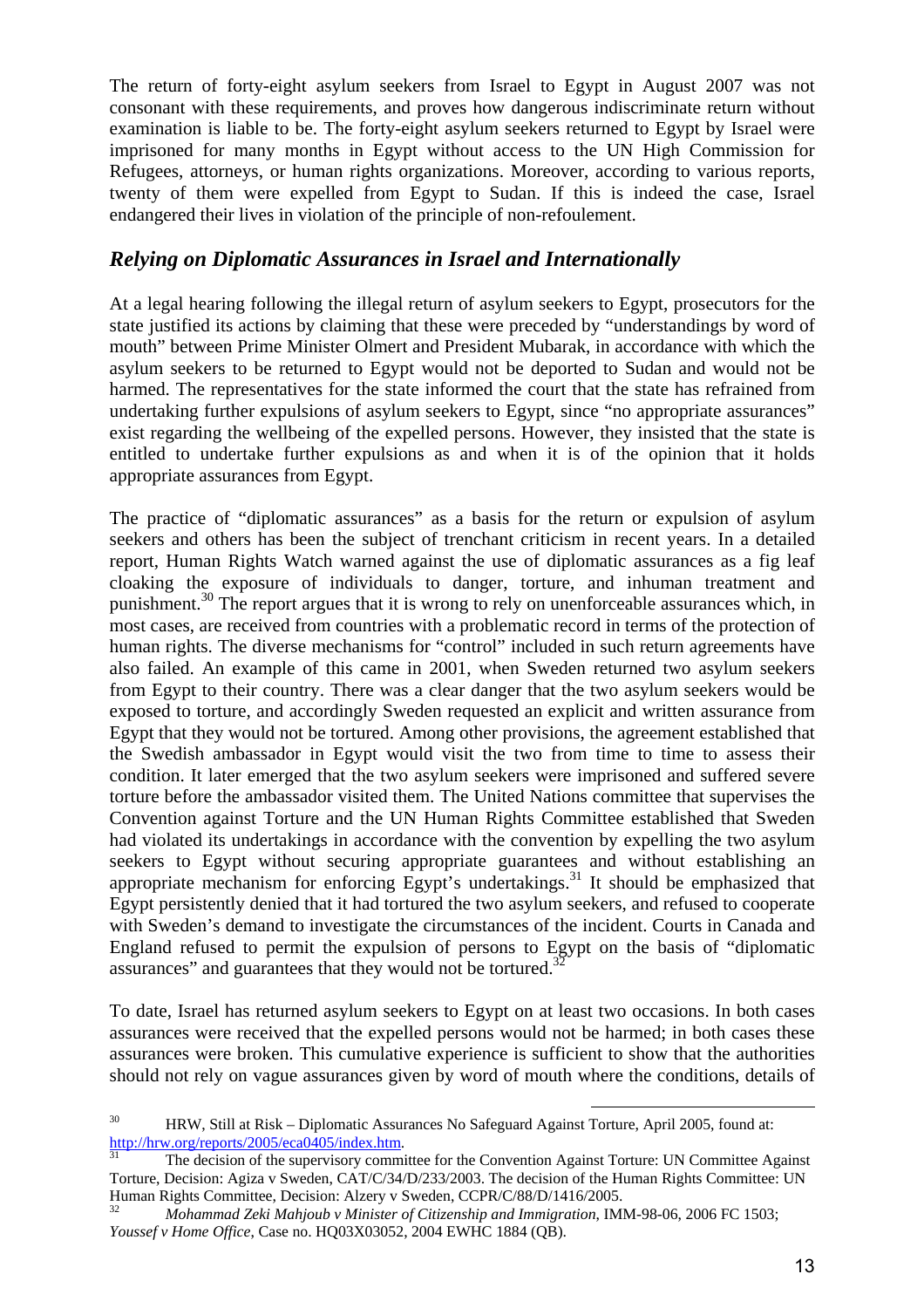The return of forty-eight asylum seekers from Israel to Egypt in August 2007 was not consonant with these requirements, and proves how dangerous indiscriminate return without examination is liable to be. The forty-eight asylum seekers returned to Egypt by Israel were imprisoned for many months in Egypt without access to the UN High Commission for Refugees, attorneys, or human rights organizations. Moreover, according to various reports, twenty of them were expelled from Egypt to Sudan. If this is indeed the case, Israel endangered their lives in violation of the principle of non-refoulement.

## *Relying on Diplomatic Assurances in Israel and Internationally*

At a legal hearing following the illegal return of asylum seekers to Egypt, prosecutors for the state justified its actions by claiming that these were preceded by "understandings by word of mouth" between Prime Minister Olmert and President Mubarak, in accordance with which the asylum seekers to be returned to Egypt would not be deported to Sudan and would not be harmed. The representatives for the state informed the court that the state has refrained from undertaking further expulsions of asylum seekers to Egypt, since "no appropriate assurances" exist regarding the wellbeing of the expelled persons. However, they insisted that the state is entitled to undertake further expulsions as and when it is of the opinion that it holds appropriate assurances from Egypt.

The practice of "diplomatic assurances" as a basis for the return or expulsion of asylum seekers and others has been the subject of trenchant criticism in recent years. In a detailed report, Human Rights Watch warned against the use of diplomatic assurances as a fig leaf cloaking the exposure of individuals to danger, torture, and inhuman treatment and punishment.[30] The report argues that it is wrong to rely on unenforceable assurances which, in most cases, are received from countries with a problematic record in terms of the protection of human rights. The diverse mechanisms for "control" included in such return agreements have also failed. An example of this came in 2001, when Sweden returned two asylum seekers from Egypt to their country. There was a clear danger that the two asylum seekers would be exposed to torture, and accordingly Sweden requested an explicit and written assurance from Egypt that they would not be tortured. Among other provisions, the agreement established that the Swedish ambassador in Egypt would visit the two from time to time to assess their condition. It later emerged that the two asylum seekers were imprisoned and suffered severe torture before the ambassador visited them. The United Nations committee that supervises the Convention against Torture and the UN Human Rights Committee established that Sweden had violated its undertakings in accordance with the convention by expelling the two asylum seekers to Egypt without securing appropriate guarantees and without establishing an appropriate mechanism for enforcing Egypt's undertakings.[31] It should be emphasized that Egypt persistently denied that it had tortured the two asylum seekers, and refused to cooperate with Sweden's demand to investigate the circumstances of the incident. Courts in Canada and England refused to permit the expulsion of persons to Egypt on the basis of "diplomatic assurances" and guarantees that they would not be tortured.[32]

To date, Israel has returned asylum seekers to Egypt on at least two occasions. In both cases assurances were received that the expelled persons would not be harmed; in both cases these assurances were broken. This cumulative experience is sufficient to show that the authorities should not rely on vague assurances given by word of mouth where the conditions, details of

---

[30] HRW, Still at Risk – Diplomatic Assurances No Safeguard Against Torture, April 2005, found at: http://hrw.org/reports/2005/eca0405/index.htm.

[31] The decision of the supervisory committee for the Convention Against Torture: UN Committee Against Torture, Decision: Agiza v Sweden, CAT/C/34/D/233/2003. The decision of the Human Rights Committee: UN Human Rights Committee, Decision: Alzery v Sweden, CCPR/C/88/D/1416/2005.

[32] *Mohammad Zeki Mahjoub v Minister of Citizenship and Immigration*, IMM-98-06, 2006 FC 1503; *Youssef v Home Office*, Case no. HQ03X03052, 2004 EWHC 1884 (QB).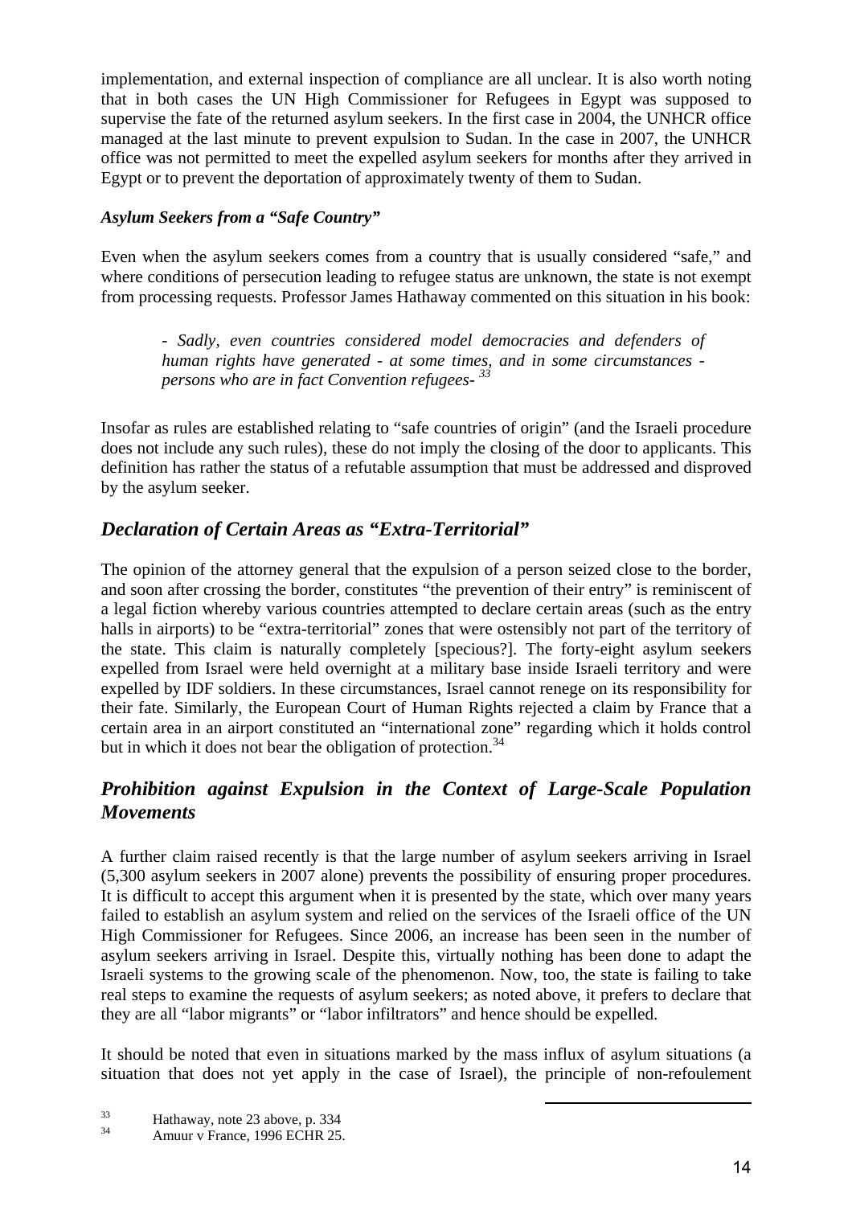implementation, and external inspection of compliance are all unclear. It is also worth noting that in both cases the UN High Commissioner for Refugees in Egypt was supposed to supervise the fate of the returned asylum seekers. In the first case in 2004, the UNHCR office managed at the last minute to prevent expulsion to Sudan. In the case in 2007, the UNHCR office was not permitted to meet the expelled asylum seekers for months after they arrived in Egypt or to prevent the deportation of approximately twenty of them to Sudan.

#### *Asylum Seekers from a "Safe Country"*

Even when the asylum seekers comes from a country that is usually considered "safe," and where conditions of persecution leading to refugee status are unknown, the state is not exempt from processing requests. Professor James Hathaway commented on this situation in his book:

> *- Sadly, even countries considered model democracies and defenders of human rights have generated - at some times, and in some circumstances - persons who are in fact Convention refugees-* [33]

Insofar as rules are established relating to "safe countries of origin" (and the Israeli procedure does not include any such rules), these do not imply the closing of the door to applicants. This definition has rather the status of a refutable assumption that must be addressed and disproved by the asylum seeker.

## *Declaration of Certain Areas as "Extra-Territorial"*

The opinion of the attorney general that the expulsion of a person seized close to the border, and soon after crossing the border, constitutes "the prevention of their entry" is reminiscent of a legal fiction whereby various countries attempted to declare certain areas (such as the entry halls in airports) to be "extra-territorial" zones that were ostensibly not part of the territory of the state. This claim is naturally completely [specious?]. The forty-eight asylum seekers expelled from Israel were held overnight at a military base inside Israeli territory and were expelled by IDF soldiers. In these circumstances, Israel cannot renege on its responsibility for their fate. Similarly, the European Court of Human Rights rejected a claim by France that a certain area in an airport constituted an "international zone" regarding which it holds control but in which it does not bear the obligation of protection.[34]

## *Prohibition against Expulsion in the Context of Large-Scale Population Movements*

A further claim raised recently is that the large number of asylum seekers arriving in Israel (5,300 asylum seekers in 2007 alone) prevents the possibility of ensuring proper procedures. It is difficult to accept this argument when it is presented by the state, which over many years failed to establish an asylum system and relied on the services of the Israeli office of the UN High Commissioner for Refugees. Since 2006, an increase has been seen in the number of asylum seekers arriving in Israel. Despite this, virtually nothing has been done to adapt the Israeli systems to the growing scale of the phenomenon. Now, too, the state is failing to take real steps to examine the requests of asylum seekers; as noted above, it prefers to declare that they are all "labor migrants" or "labor infiltrators" and hence should be expelled.

It should be noted that even in situations marked by the mass influx of asylum situations (a situation that does not yet apply in the case of Israel), the principle of non-refoulement

---

[33] Hathaway, note 23 above, p. 334

[34] Amuur v France, 1996 ECHR 25.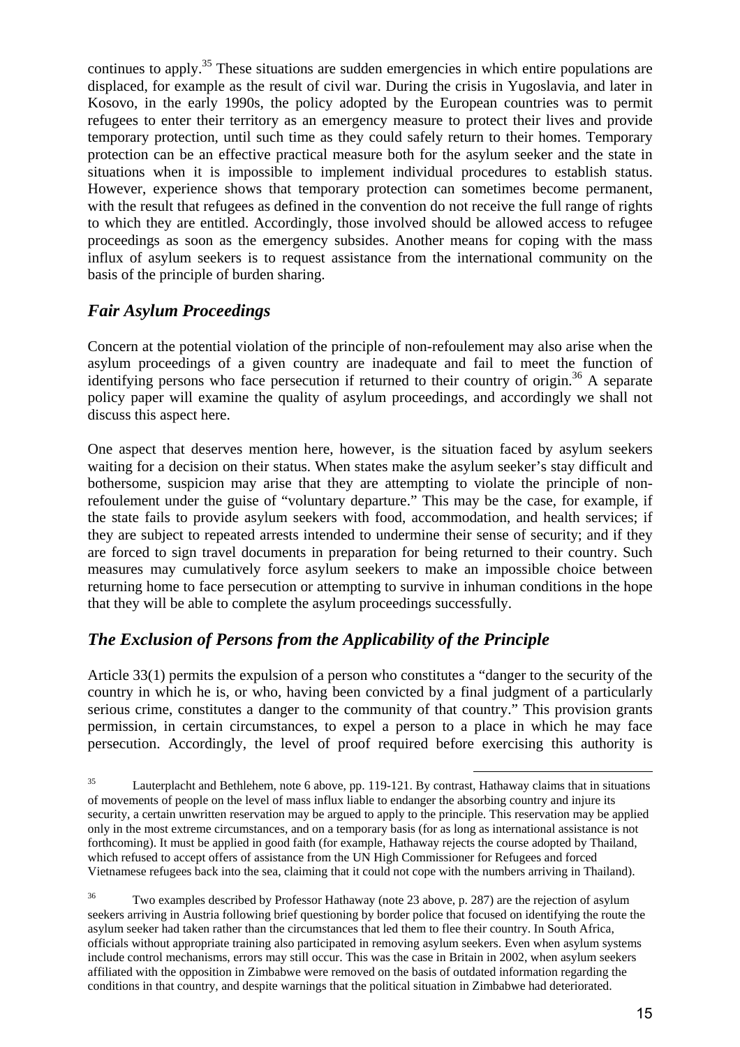continues to apply.[35] These situations are sudden emergencies in which entire populations are displaced, for example as the result of civil war. During the crisis in Yugoslavia, and later in Kosovo, in the early 1990s, the policy adopted by the European countries was to permit refugees to enter their territory as an emergency measure to protect their lives and provide temporary protection, until such time as they could safely return to their homes. Temporary protection can be an effective practical measure both for the asylum seeker and the state in situations when it is impossible to implement individual procedures to establish status. However, experience shows that temporary protection can sometimes become permanent, with the result that refugees as defined in the convention do not receive the full range of rights to which they are entitled. Accordingly, those involved should be allowed access to refugee proceedings as soon as the emergency subsides. Another means for coping with the mass influx of asylum seekers is to request assistance from the international community on the basis of the principle of burden sharing.

## *Fair Asylum Proceedings*

Concern at the potential violation of the principle of non-refoulement may also arise when the asylum proceedings of a given country are inadequate and fail to meet the function of identifying persons who face persecution if returned to their country of origin.[36] A separate policy paper will examine the quality of asylum proceedings, and accordingly we shall not discuss this aspect here.

One aspect that deserves mention here, however, is the situation faced by asylum seekers waiting for a decision on their status. When states make the asylum seeker's stay difficult and bothersome, suspicion may arise that they are attempting to violate the principle of non-refoulement under the guise of "voluntary departure." This may be the case, for example, if the state fails to provide asylum seekers with food, accommodation, and health services; if they are subject to repeated arrests intended to undermine their sense of security; and if they are forced to sign travel documents in preparation for being returned to their country. Such measures may cumulatively force asylum seekers to make an impossible choice between returning home to face persecution or attempting to survive in inhuman conditions in the hope that they will be able to complete the asylum proceedings successfully.

## *The Exclusion of Persons from the Applicability of the Principle*

Article 33(1) permits the expulsion of a person who constitutes a "danger to the security of the country in which he is, or who, having been convicted by a final judgment of a particularly serious crime, constitutes a danger to the community of that country." This provision grants permission, in certain circumstances, to expel a person to a place in which he may face persecution. Accordingly, the level of proof required before exercising this authority is

---

[35] Lauterplacht and Bethlehem, note 6 above, pp. 119-121. By contrast, Hathaway claims that in situations of movements of people on the level of mass influx liable to endanger the absorbing country and injure its security, a certain unwritten reservation may be argued to apply to the principle. This reservation may be applied only in the most extreme circumstances, and on a temporary basis (for as long as international assistance is not forthcoming). It must be applied in good faith (for example, Hathaway rejects the course adopted by Thailand, which refused to accept offers of assistance from the UN High Commissioner for Refugees and forced Vietnamese refugees back into the sea, claiming that it could not cope with the numbers arriving in Thailand).

[36] Two examples described by Professor Hathaway (note 23 above, p. 287) are the rejection of asylum seekers arriving in Austria following brief questioning by border police that focused on identifying the route the asylum seeker had taken rather than the circumstances that led them to flee their country. In South Africa, officials without appropriate training also participated in removing asylum seekers. Even when asylum systems include control mechanisms, errors may still occur. This was the case in Britain in 2002, when asylum seekers affiliated with the opposition in Zimbabwe were removed on the basis of outdated information regarding the conditions in that country, and despite warnings that the political situation in Zimbabwe had deteriorated.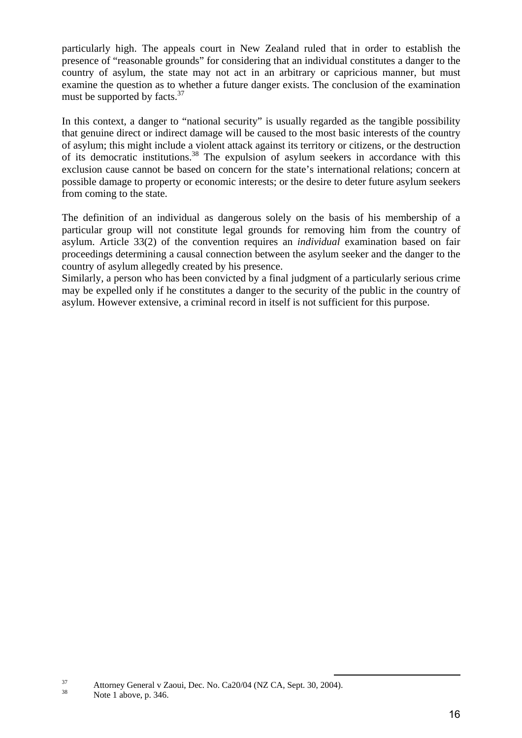particularly high. The appeals court in New Zealand ruled that in order to establish the presence of "reasonable grounds" for considering that an individual constitutes a danger to the country of asylum, the state may not act in an arbitrary or capricious manner, but must examine the question as to whether a future danger exists. The conclusion of the examination must be supported by facts.[37]

In this context, a danger to "national security" is usually regarded as the tangible possibility that genuine direct or indirect damage will be caused to the most basic interests of the country of asylum; this might include a violent attack against its territory or citizens, or the destruction of its democratic institutions.[38] The expulsion of asylum seekers in accordance with this exclusion cause cannot be based on concern for the state's international relations; concern at possible damage to property or economic interests; or the desire to deter future asylum seekers from coming to the state.

The definition of an individual as dangerous solely on the basis of his membership of a particular group will not constitute legal grounds for removing him from the country of asylum. Article 33(2) of the convention requires an *individual* examination based on fair proceedings determining a causal connection between the asylum seeker and the danger to the country of asylum allegedly created by his presence.

Similarly, a person who has been convicted by a final judgment of a particularly serious crime may be expelled only if he constitutes a danger to the security of the public in the country of asylum. However extensive, a criminal record in itself is not sufficient for this purpose.

---

[37] Attorney General v Zaoui, Dec. No. Ca20/04 (NZ CA, Sept. 30, 2004).

[38] Note 1 above, p. 346.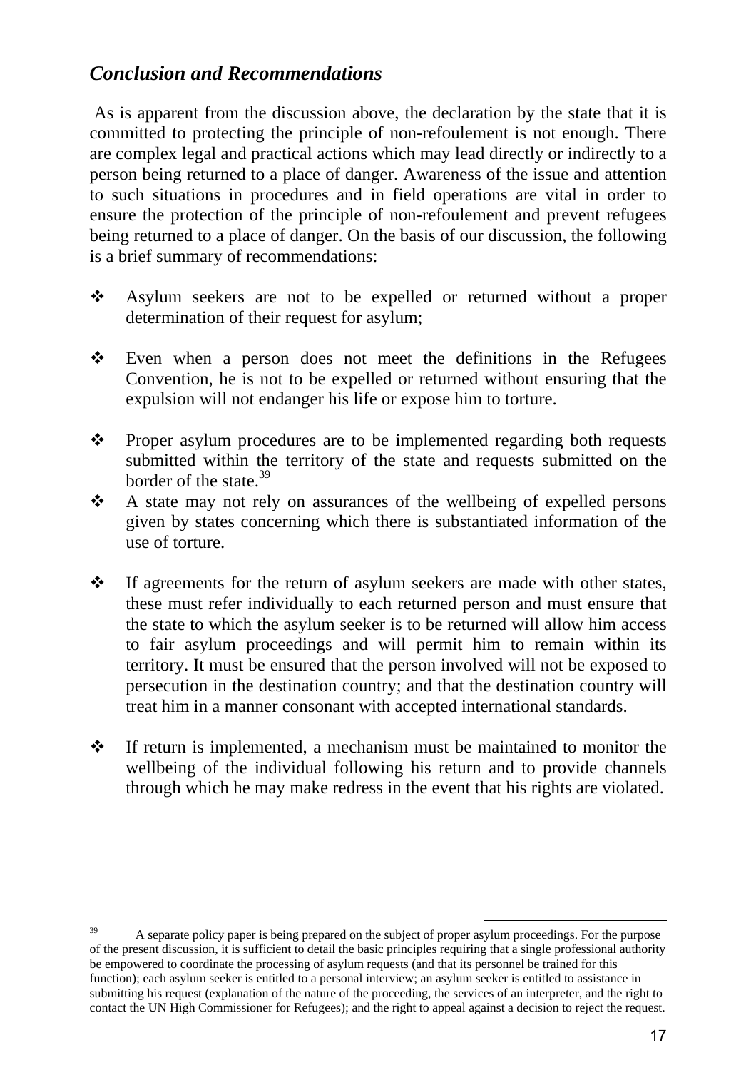## *Conclusion and Recommendations*

As is apparent from the discussion above, the declaration by the state that it is committed to protecting the principle of non-refoulement is not enough. There are complex legal and practical actions which may lead directly or indirectly to a person being returned to a place of danger. Awareness of the issue and attention to such situations in procedures and in field operations are vital in order to ensure the protection of the principle of non-refoulement and prevent refugees being returned to a place of danger. On the basis of our discussion, the following is a brief summary of recommendations:

- Asylum seekers are not to be expelled or returned without a proper determination of their request for asylum;

- Even when a person does not meet the definitions in the Refugees Convention, he is not to be expelled or returned without ensuring that the expulsion will not endanger his life or expose him to torture.

- Proper asylum procedures are to be implemented regarding both requests submitted within the territory of the state and requests submitted on the border of the state.[39]
- A state may not rely on assurances of the wellbeing of expelled persons given by states concerning which there is substantiated information of the use of torture.

- If agreements for the return of asylum seekers are made with other states, these must refer individually to each returned person and must ensure that the state to which the asylum seeker is to be returned will allow him access to fair asylum proceedings and will permit him to remain within its territory. It must be ensured that the person involved will not be exposed to persecution in the destination country; and that the destination country will treat him in a manner consonant with accepted international standards.

- If return is implemented, a mechanism must be maintained to monitor the wellbeing of the individual following his return and to provide channels through which he may make redress in the event that his rights are violated.

---

[39] A separate policy paper is being prepared on the subject of proper asylum proceedings. For the purpose of the present discussion, it is sufficient to detail the basic principles requiring that a single professional authority be empowered to coordinate the processing of asylum requests (and that its personnel be trained for this function); each asylum seeker is entitled to a personal interview; an asylum seeker is entitled to assistance in submitting his request (explanation of the nature of the proceeding, the services of an interpreter, and the right to contact the UN High Commissioner for Refugees); and the right to appeal against a decision to reject the request.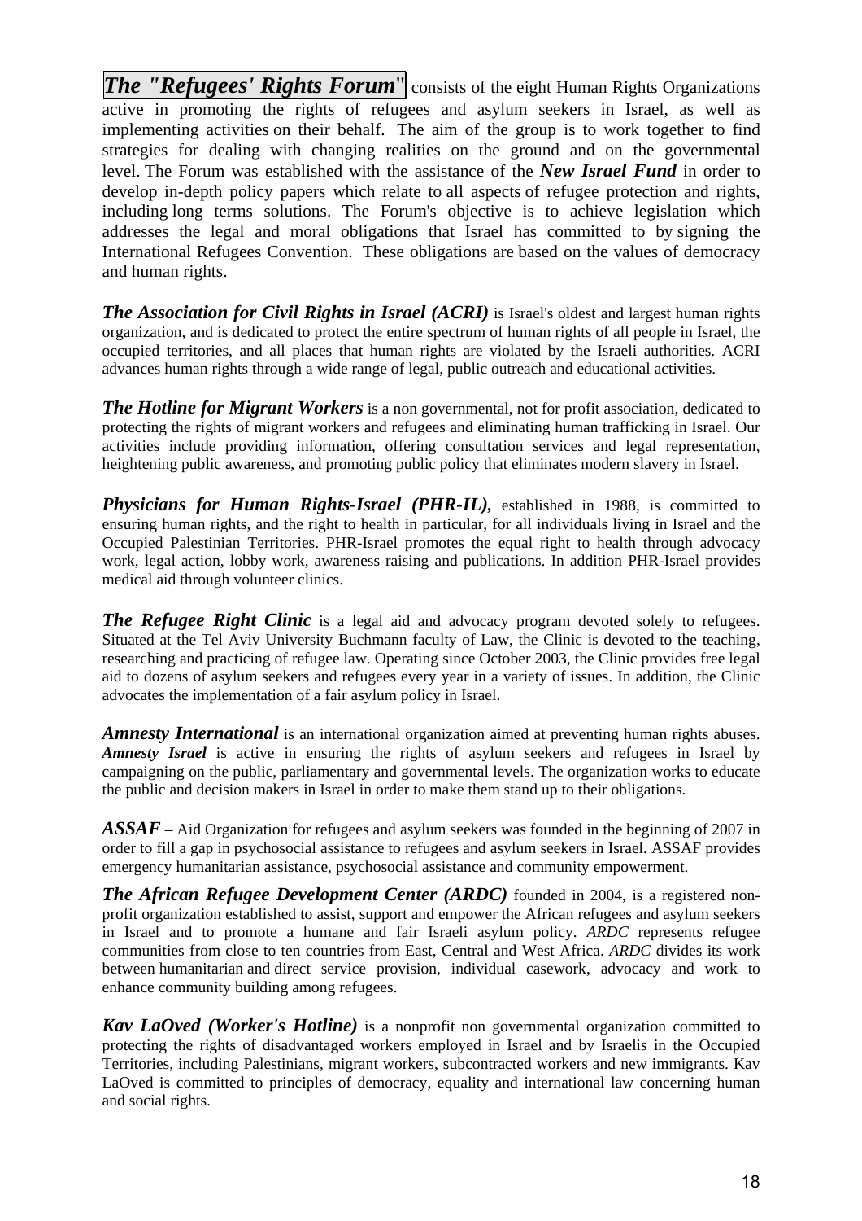***The "Refugees' Rights Forum"*** consists of the eight Human Rights Organizations active in promoting the rights of refugees and asylum seekers in Israel, as well as implementing activities on their behalf. The aim of the group is to work together to find strategies for dealing with changing realities on the ground and on the governmental level. The Forum was established with the assistance of the ***New Israel Fund*** in order to develop in-depth policy papers which relate to all aspects of refugee protection and rights, including long terms solutions. The Forum's objective is to achieve legislation which addresses the legal and moral obligations that Israel has committed to by signing the International Refugees Convention. These obligations are based on the values of democracy and human rights.

***The Association for Civil Rights in Israel (ACRI)*** is Israel's oldest and largest human rights organization, and is dedicated to protect the entire spectrum of human rights of all people in Israel, the occupied territories, and all places that human rights are violated by the Israeli authorities. ACRI advances human rights through a wide range of legal, public outreach and educational activities.

***The Hotline for Migrant Workers*** is a non governmental, not for profit association, dedicated to protecting the rights of migrant workers and refugees and eliminating human trafficking in Israel. Our activities include providing information, offering consultation services and legal representation, heightening public awareness, and promoting public policy that eliminates modern slavery in Israel.

***Physicians for Human Rights-Israel (PHR-IL),*** established in 1988, is committed to ensuring human rights, and the right to health in particular, for all individuals living in Israel and the Occupied Palestinian Territories. PHR-Israel promotes the equal right to health through advocacy work, legal action, lobby work, awareness raising and publications. In addition PHR-Israel provides medical aid through volunteer clinics.

***The Refugee Right Clinic*** is a legal aid and advocacy program devoted solely to refugees. Situated at the Tel Aviv University Buchmann faculty of Law, the Clinic is devoted to the teaching, researching and practicing of refugee law. Operating since October 2003, the Clinic provides free legal aid to dozens of asylum seekers and refugees every year in a variety of issues. In addition, the Clinic advocates the implementation of a fair asylum policy in Israel.

***Amnesty International*** is an international organization aimed at preventing human rights abuses. ***Amnesty Israel*** is active in ensuring the rights of asylum seekers and refugees in Israel by campaigning on the public, parliamentary and governmental levels. The organization works to educate the public and decision makers in Israel in order to make them stand up to their obligations.

***ASSAF*** – Aid Organization for refugees and asylum seekers was founded in the beginning of 2007 in order to fill a gap in psychosocial assistance to refugees and asylum seekers in Israel. ASSAF provides emergency humanitarian assistance, psychosocial assistance and community empowerment.

***The African Refugee Development Center (ARDC)*** founded in 2004, is a registered non-profit organization established to assist, support and empower the African refugees and asylum seekers in Israel and to promote a humane and fair Israeli asylum policy. *ARDC* represents refugee communities from close to ten countries from East, Central and West Africa. *ARDC* divides its work between humanitarian and direct service provision, individual casework, advocacy and work to enhance community building among refugees.

***Kav LaOved (Worker's Hotline)*** is a nonprofit non governmental organization committed to protecting the rights of disadvantaged workers employed in Israel and by Israelis in the Occupied Territories, including Palestinians, migrant workers, subcontracted workers and new immigrants. Kav LaOved is committed to principles of democracy, equality and international law concerning human and social rights.